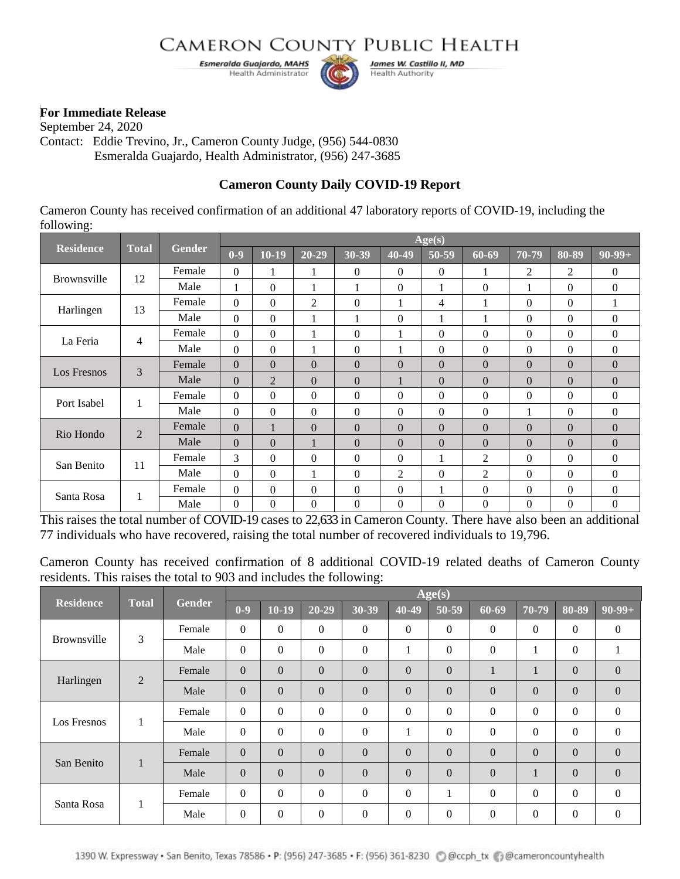# CAMERON COUNTY PUBLIC HEALTH

*Esmeralda Guajardo, MAHS* — Health Administrator
*James W. Castillo II, MD* — Health Authority

**For Immediate Release**
September 24, 2020
Contact: Eddie Trevino, Jr., Cameron County Judge, (956) 544-0830
Esmeralda Guajardo, Health Administrator, (956) 247-3685

### Cameron County Daily COVID-19 Report

Cameron County has received confirmation of an additional 47 laboratory reports of COVID-19, including the following:

| Residence | Total | Gender | Age(s) | | | | | | | | | |
|---|---|---|---|---|---|---|---|---|---|---|---|---|
| | | | 0-9 | 10-19 | 20-29 | 30-39 | 40-49 | 50-59 | 60-69 | 70-79 | 80-89 | 90-99+ |
| Brownsville | 12 | Female | 0 | 1 | 1 | 0 | 0 | 0 | 1 | 2 | 2 | 0 |
| | | Male | 1 | 0 | 1 | 1 | 0 | 1 | 0 | 1 | 0 | 0 |
| Harlingen | 13 | Female | 0 | 0 | 2 | 0 | 1 | 4 | 1 | 0 | 0 | 1 |
| | | Male | 0 | 0 | 1 | 1 | 0 | 1 | 1 | 0 | 0 | 0 |
| La Feria | 4 | Female | 0 | 0 | 1 | 0 | 1 | 0 | 0 | 0 | 0 | 0 |
| | | Male | 0 | 0 | 1 | 0 | 1 | 0 | 0 | 0 | 0 | 0 |
| Los Fresnos | 3 | Female | 0 | 0 | 0 | 0 | 0 | 0 | 0 | 0 | 0 | 0 |
| | | Male | 0 | 2 | 0 | 0 | 1 | 0 | 0 | 0 | 0 | 0 |
| Port Isabel | 1 | Female | 0 | 0 | 0 | 0 | 0 | 0 | 0 | 0 | 0 | 0 |
| | | Male | 0 | 0 | 0 | 0 | 0 | 0 | 0 | 1 | 0 | 0 |
| Rio Hondo | 2 | Female | 0 | 1 | 0 | 0 | 0 | 0 | 0 | 0 | 0 | 0 |
| | | Male | 0 | 0 | 1 | 0 | 0 | 0 | 0 | 0 | 0 | 0 |
| San Benito | 11 | Female | 3 | 0 | 0 | 0 | 0 | 1 | 2 | 0 | 0 | 0 |
| | | Male | 0 | 0 | 1 | 0 | 2 | 0 | 2 | 0 | 0 | 0 |
| Santa Rosa | 1 | Female | 0 | 0 | 0 | 0 | 0 | 1 | 0 | 0 | 0 | 0 |
| | | Male | 0 | 0 | 0 | 0 | 0 | 0 | 0 | 0 | 0 | 0 |

This raises the total number of COVID-19 cases to 22,633 in Cameron County. There have also been an additional 77 individuals who have recovered, raising the total number of recovered individuals to 19,796.

Cameron County has received confirmation of 8 additional COVID-19 related deaths of Cameron County residents. This raises the total to 903 and includes the following:

| Residence | Total | Gender | Age(s) | | | | | | | | | |
|---|---|---|---|---|---|---|---|---|---|---|---|---|
| | | | 0-9 | 10-19 | 20-29 | 30-39 | 40-49 | 50-59 | 60-69 | 70-79 | 80-89 | 90-99+ |
| Brownsville | 3 | Female | 0 | 0 | 0 | 0 | 0 | 0 | 0 | 0 | 0 | 0 |
| | | Male | 0 | 0 | 0 | 0 | 1 | 0 | 0 | 1 | 0 | 1 |
| Harlingen | 2 | Female | 0 | 0 | 0 | 0 | 0 | 0 | 1 | 1 | 0 | 0 |
| | | Male | 0 | 0 | 0 | 0 | 0 | 0 | 0 | 0 | 0 | 0 |
| Los Fresnos | 1 | Female | 0 | 0 | 0 | 0 | 0 | 0 | 0 | 0 | 0 | 0 |
| | | Male | 0 | 0 | 0 | 0 | 1 | 0 | 0 | 0 | 0 | 0 |
| San Benito | 1 | Female | 0 | 0 | 0 | 0 | 0 | 0 | 0 | 0 | 0 | 0 |
| | | Male | 0 | 0 | 0 | 0 | 0 | 0 | 0 | 1 | 0 | 0 |
| Santa Rosa | 1 | Female | 0 | 0 | 0 | 0 | 0 | 1 | 0 | 0 | 0 | 0 |
| | | Male | 0 | 0 | 0 | 0 | 0 | 0 | 0 | 0 | 0 | 0 |

1390 W. Expressway • San Benito, Texas 78586 • P: (956) 247-3685 • F: (956) 361-8230 @ccph_tx @cameroncountyhealth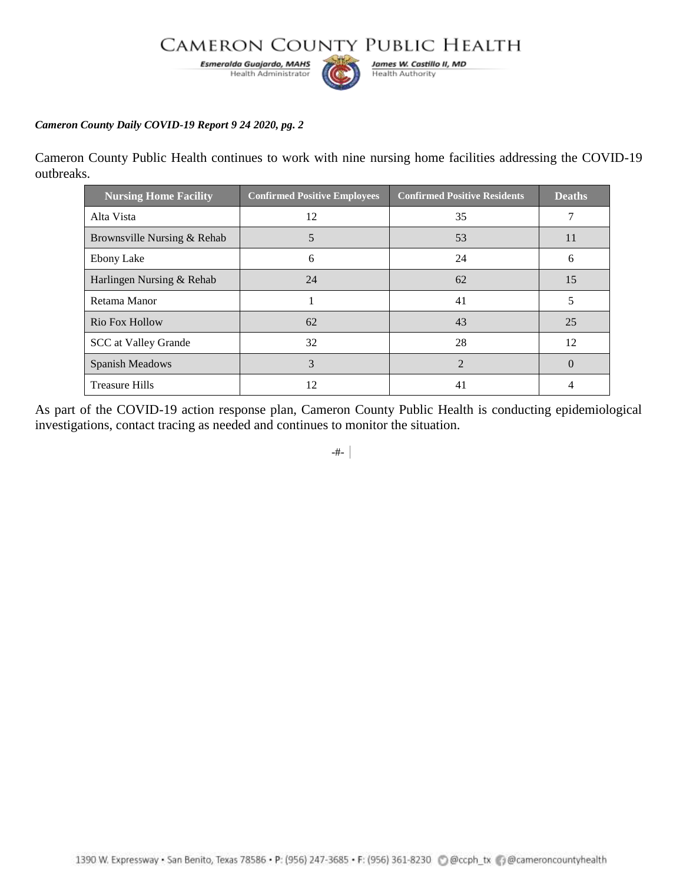*Cameron County Daily COVID-19 Report 9 24 2020, pg. 2*

Cameron County Public Health continues to work with nine nursing home facilities addressing the COVID-19 outbreaks.

| Nursing Home Facility | Confirmed Positive Employees | Confirmed Positive Residents | Deaths |
|---|---|---|---|
| Alta Vista | 12 | 35 | 7 |
| Brownsville Nursing & Rehab | 5 | 53 | 11 |
| Ebony Lake | 6 | 24 | 6 |
| Harlingen Nursing & Rehab | 24 | 62 | 15 |
| Retama Manor | 1 | 41 | 5 |
| Rio Fox Hollow | 62 | 43 | 25 |
| SCC at Valley Grande | 32 | 28 | 12 |
| Spanish Meadows | 3 | 2 | 0 |
| Treasure Hills | 12 | 41 | 4 |

As part of the COVID-19 action response plan, Cameron County Public Health is conducting epidemiological investigations, contact tracing as needed and continues to monitor the situation.

-#-